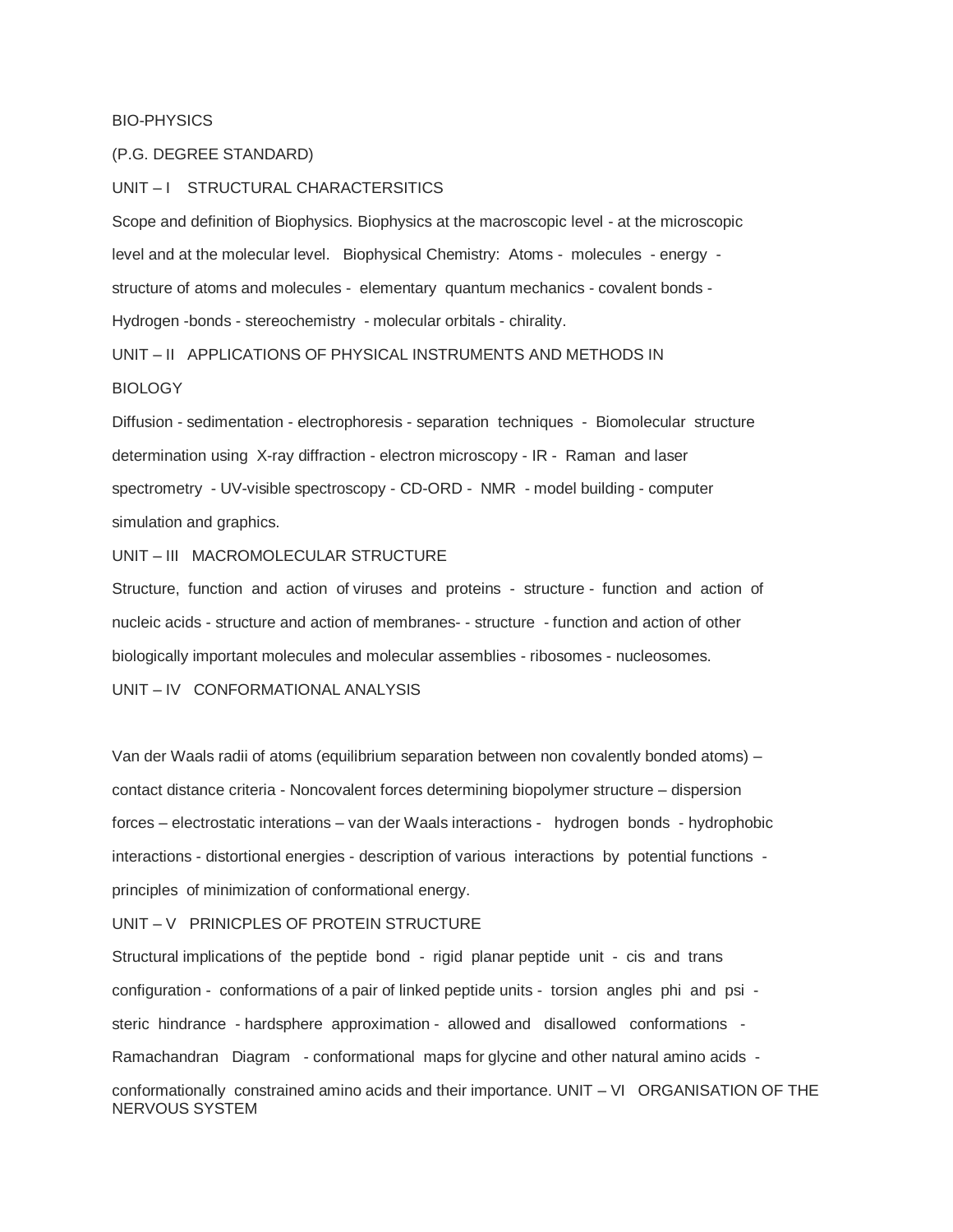# BIO-PHYSICS

(P.G. DEGREE STANDARD)

## UNIT – I STRUCTURAL CHARACTERSITICS

Scope and definition of Biophysics. Biophysics at the macroscopic level - at the microscopic level and at the molecular level. Biophysical Chemistry: Atoms - molecules - energy - structure of atoms and molecules - elementary quantum mechanics - covalent bonds - Hydrogen -bonds - stereochemistry - molecular orbitals - chirality.

## UNIT – II APPLICATIONS OF PHYSICAL INSTRUMENTS AND METHODS IN BIOLOGY

Diffusion - sedimentation - electrophoresis - separation techniques - Biomolecular structure determination using X-ray diffraction - electron microscopy - IR - Raman and laser spectrometry - UV-visible spectroscopy - CD-ORD - NMR - model building - computer simulation and graphics.

## UNIT – III MACROMOLECULAR STRUCTURE

Structure, function and action of viruses and proteins - structure - function and action of nucleic acids - structure and action of membranes- - structure - function and action of other biologically important molecules and molecular assemblies - ribosomes - nucleosomes.

## UNIT – IV CONFORMATIONAL ANALYSIS

Van der Waals radii of atoms (equilibrium separation between non covalently bonded atoms) – contact distance criteria - Noncovalent forces determining biopolymer structure – dispersion forces – electrostatic interations – van der Waals interactions - hydrogen bonds - hydrophobic interactions - distortional energies - description of various interactions by potential functions - principles of minimization of conformational energy.

## UNIT – V PRINICPLES OF PROTEIN STRUCTURE

Structural implications of the peptide bond - rigid planar peptide unit - cis and trans configuration - conformations of a pair of linked peptide units - torsion angles phi and psi - steric hindrance - hardsphere approximation - allowed and disallowed conformations - Ramachandran Diagram - conformational maps for glycine and other natural amino acids - conformationally constrained amino acids and their importance.

## UNIT – VI ORGANISATION OF THE NERVOUS SYSTEM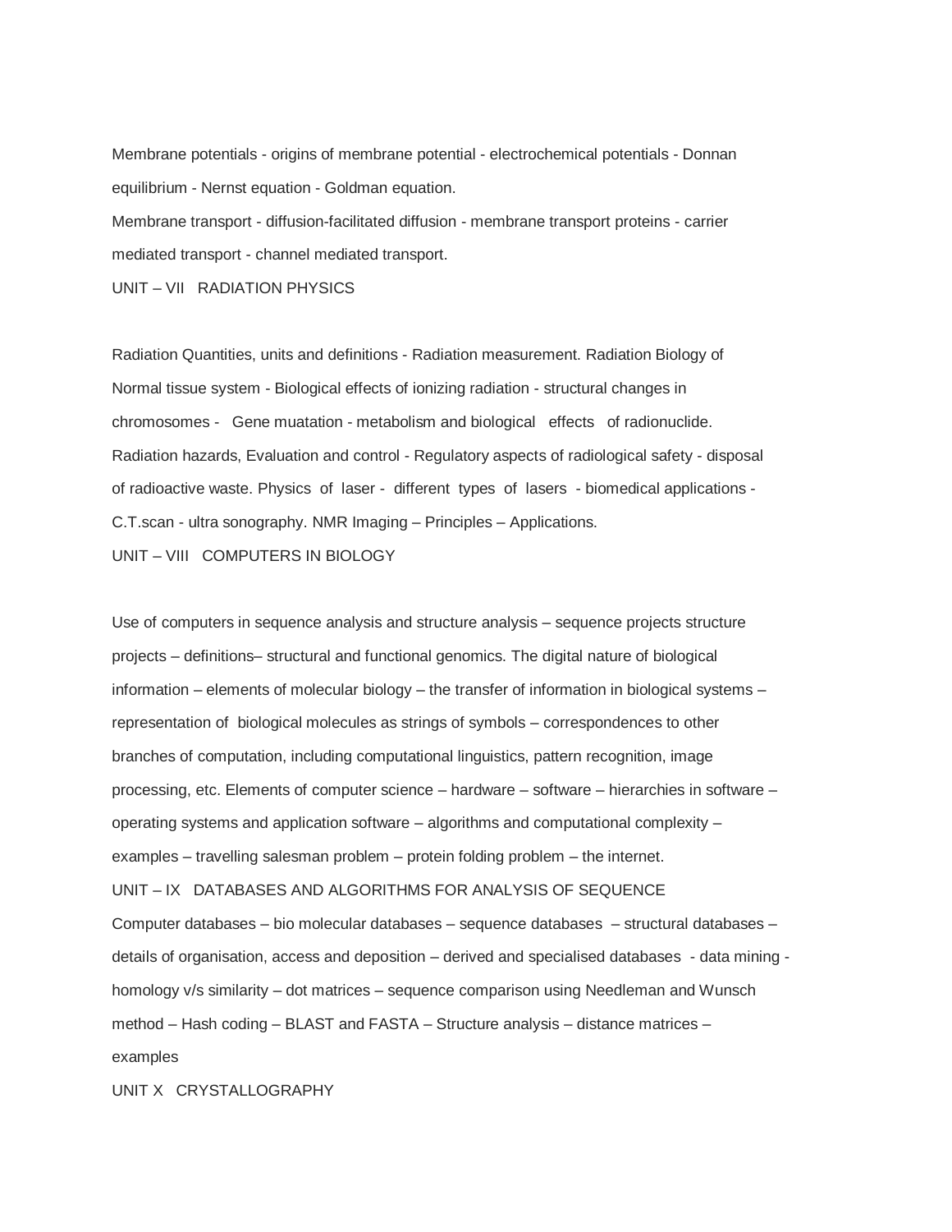Membrane potentials - origins of membrane potential - electrochemical potentials - Donnan equilibrium - Nernst equation - Goldman equation.

Membrane transport - diffusion-facilitated diffusion - membrane transport proteins - carrier mediated transport - channel mediated transport.

## UNIT – VII RADIATION PHYSICS

Radiation Quantities, units and definitions - Radiation measurement. Radiation Biology of Normal tissue system - Biological effects of ionizing radiation - structural changes in chromosomes - Gene muatation - metabolism and biological effects of radionuclide. Radiation hazards, Evaluation and control - Regulatory aspects of radiological safety - disposal of radioactive waste. Physics of laser - different types of lasers - biomedical applications - C.T.scan - ultra sonography. NMR Imaging – Principles – Applications.

## UNIT – VIII COMPUTERS IN BIOLOGY

Use of computers in sequence analysis and structure analysis – sequence projects structure projects – definitions– structural and functional genomics. The digital nature of biological information – elements of molecular biology – the transfer of information in biological systems – representation of biological molecules as strings of symbols – correspondences to other branches of computation, including computational linguistics, pattern recognition, image processing, etc. Elements of computer science – hardware – software – hierarchies in software – operating systems and application software – algorithms and computational complexity – examples – travelling salesman problem – protein folding problem – the internet.

## UNIT – IX DATABASES AND ALGORITHMS FOR ANALYSIS OF SEQUENCE

Computer databases – bio molecular databases – sequence databases – structural databases – details of organisation, access and deposition – derived and specialised databases - data mining - homology v/s similarity – dot matrices – sequence comparison using Needleman and Wunsch method – Hash coding – BLAST and FASTA – Structure analysis – distance matrices – examples

## UNIT X CRYSTALLOGRAPHY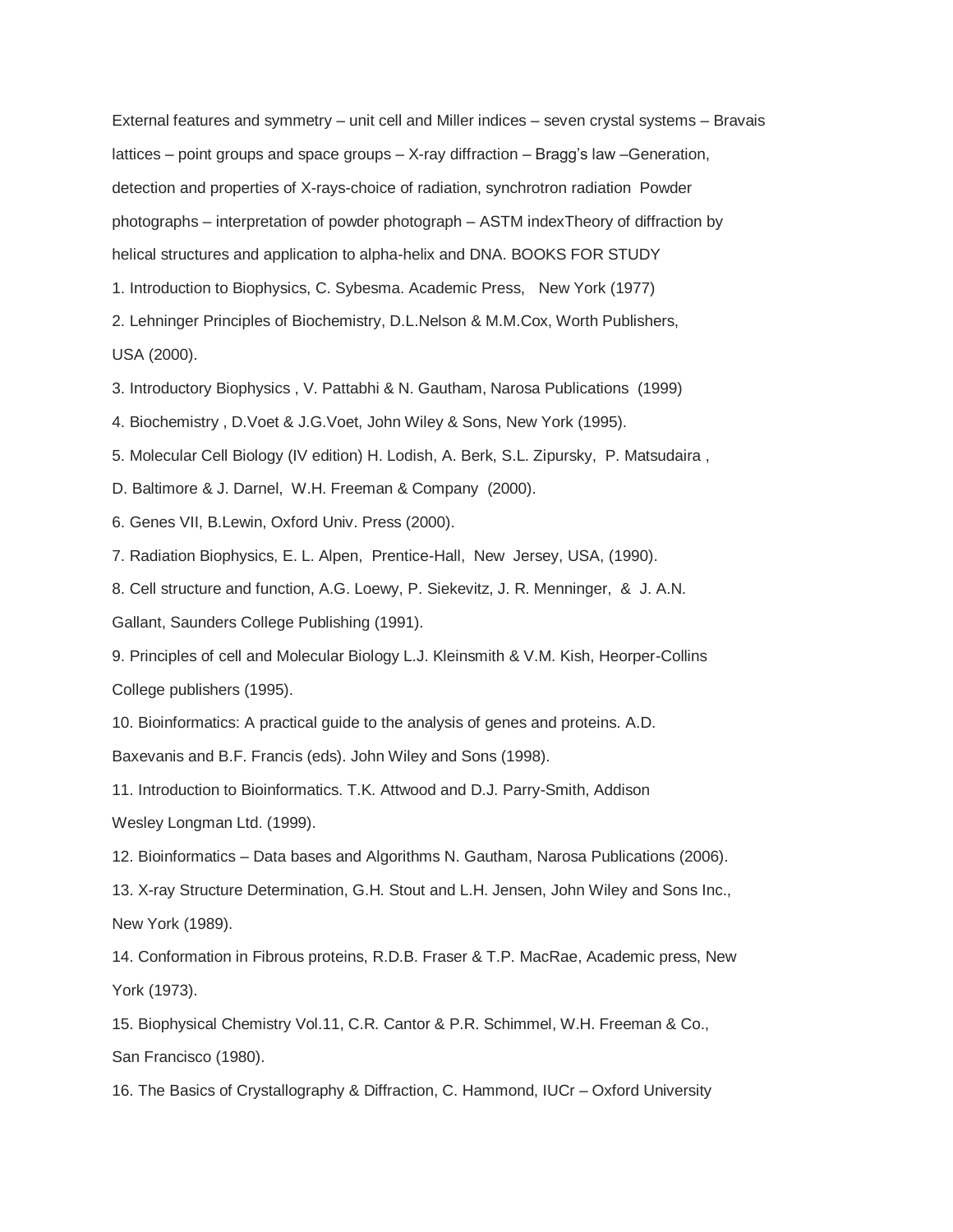External features and symmetry – unit cell and Miller indices – seven crystal systems – Bravais lattices – point groups and space groups – X-ray diffraction – Bragg's law –Generation, detection and properties of X-rays-choice of radiation, synchrotron radiation Powder photographs – interpretation of powder photograph – ASTM indexTheory of diffraction by helical structures and application to alpha-helix and DNA. BOOKS FOR STUDY

1. Introduction to Biophysics, C. Sybesma. Academic Press, New York (1977)
2. Lehninger Principles of Biochemistry, D.L.Nelson & M.M.Cox, Worth Publishers, USA (2000).
3. Introductory Biophysics , V. Pattabhi & N. Gautham, Narosa Publications (1999)
4. Biochemistry , D.Voet & J.G.Voet, John Wiley & Sons, New York (1995).
5. Molecular Cell Biology (IV edition) H. Lodish, A. Berk, S.L. Zipursky, P. Matsudaira , D. Baltimore & J. Darnel, W.H. Freeman & Company (2000).
6. Genes VII, B.Lewin, Oxford Univ. Press (2000).
7. Radiation Biophysics, E. L. Alpen, Prentice-Hall, New Jersey, USA, (1990).
8. Cell structure and function, A.G. Loewy, P. Siekevitz, J. R. Menninger, & J. A.N. Gallant, Saunders College Publishing (1991).
9. Principles of cell and Molecular Biology L.J. Kleinsmith & V.M. Kish, Heorper-Collins College publishers (1995).
10. Bioinformatics: A practical guide to the analysis of genes and proteins. A.D. Baxevanis and B.F. Francis (eds). John Wiley and Sons (1998).
11. Introduction to Bioinformatics. T.K. Attwood and D.J. Parry-Smith, Addison Wesley Longman Ltd. (1999).
12. Bioinformatics – Data bases and Algorithms N. Gautham, Narosa Publications (2006).
13. X-ray Structure Determination, G.H. Stout and L.H. Jensen, John Wiley and Sons Inc., New York (1989).
14. Conformation in Fibrous proteins, R.D.B. Fraser & T.P. MacRae, Academic press, New York (1973).
15. Biophysical Chemistry Vol.11, C.R. Cantor & P.R. Schimmel, W.H. Freeman & Co., San Francisco (1980).
16. The Basics of Crystallography & Diffraction, C. Hammond, IUCr – Oxford University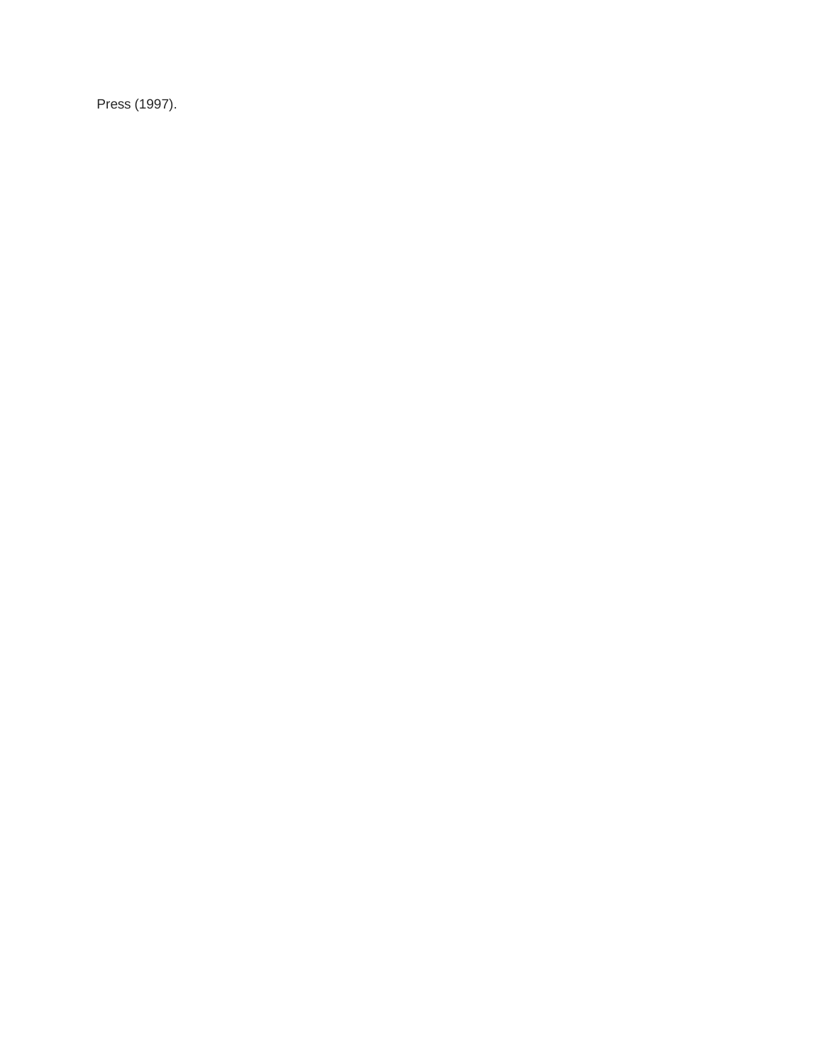Press (1997).